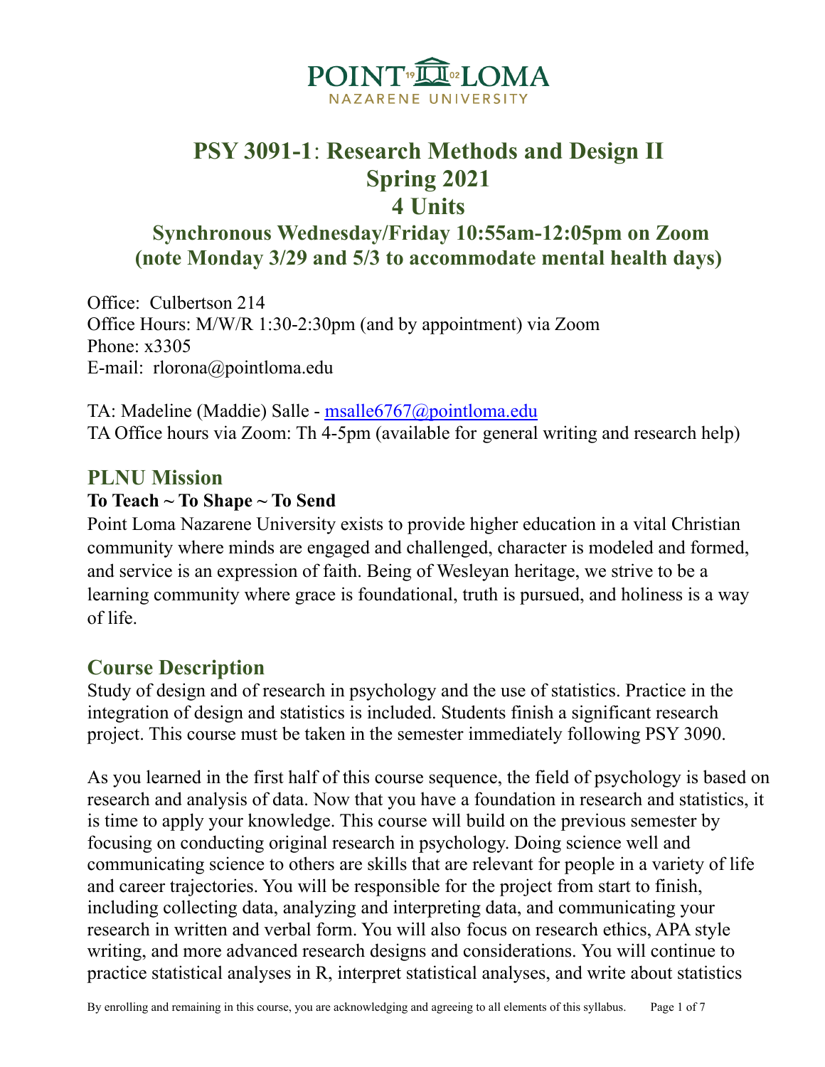# PSY 3091-1: Research Methods and Design II
# Spring 2021
# 4 Units

### Synchronous Wednesday/Friday 10:55am-12:05pm on Zoom (note Monday 3/29 and 5/3 to accommodate mental health days)

Office: Culbertson 214
Office Hours: M/W/R 1:30-2:30pm (and by appointment) via Zoom
Phone: x3305
E-mail: rlorona@pointloma.edu

TA: Madeline (Maddie) Salle - msalle6767@pointloma.edu
TA Office hours via Zoom: Th 4-5pm (available for general writing and research help)

## PLNU Mission

**To Teach ~ To Shape ~ To Send**

Point Loma Nazarene University exists to provide higher education in a vital Christian community where minds are engaged and challenged, character is modeled and formed, and service is an expression of faith. Being of Wesleyan heritage, we strive to be a learning community where grace is foundational, truth is pursued, and holiness is a way of life.

## Course Description

Study of design and of research in psychology and the use of statistics. Practice in the integration of design and statistics is included. Students finish a significant research project. This course must be taken in the semester immediately following PSY 3090.

As you learned in the first half of this course sequence, the field of psychology is based on research and analysis of data. Now that you have a foundation in research and statistics, it is time to apply your knowledge. This course will build on the previous semester by focusing on conducting original research in psychology. Doing science well and communicating science to others are skills that are relevant for people in a variety of life and career trajectories. You will be responsible for the project from start to finish, including collecting data, analyzing and interpreting data, and communicating your research in written and verbal form. You will also focus on research ethics, APA style writing, and more advanced research designs and considerations. You will continue to practice statistical analyses in R, interpret statistical analyses, and write about statistics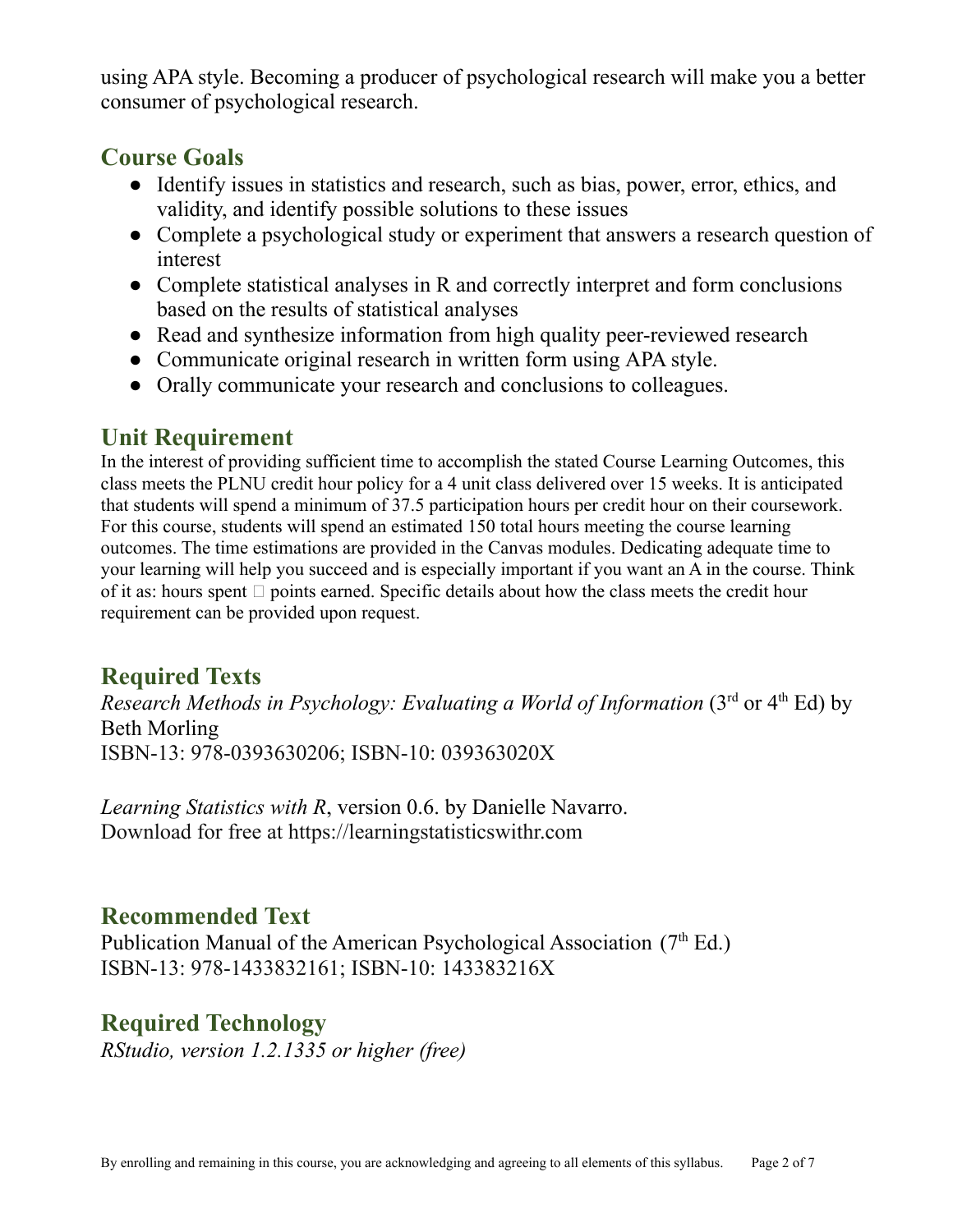using APA style. Becoming a producer of psychological research will make you a better consumer of psychological research.

## Course Goals

- Identify issues in statistics and research, such as bias, power, error, ethics, and validity, and identify possible solutions to these issues
- Complete a psychological study or experiment that answers a research question of interest
- Complete statistical analyses in R and correctly interpret and form conclusions based on the results of statistical analyses
- Read and synthesize information from high quality peer-reviewed research
- Communicate original research in written form using APA style.
- Orally communicate your research and conclusions to colleagues.

## Unit Requirement

In the interest of providing sufficient time to accomplish the stated Course Learning Outcomes, this class meets the PLNU credit hour policy for a 4 unit class delivered over 15 weeks. It is anticipated that students will spend a minimum of 37.5 participation hours per credit hour on their coursework. For this course, students will spend an estimated 150 total hours meeting the course learning outcomes. The time estimations are provided in the Canvas modules. Dedicating adequate time to your learning will help you succeed and is especially important if you want an A in the course. Think of it as: hours spent  points earned. Specific details about how the class meets the credit hour requirement can be provided upon request.

## Required Texts

*Research Methods in Psychology: Evaluating a World of Information* (3rd or 4th Ed) by Beth Morling
ISBN-13: 978-0393630206; ISBN-10: 039363020X

*Learning Statistics with R*, version 0.6. by Danielle Navarro.
Download for free at https://learningstatisticswithr.com

## Recommended Text

Publication Manual of the American Psychological Association (7th Ed.)
ISBN-13: 978-1433832161; ISBN-10: 143383216X

## Required Technology

*RStudio, version 1.2.1335 or higher (free)*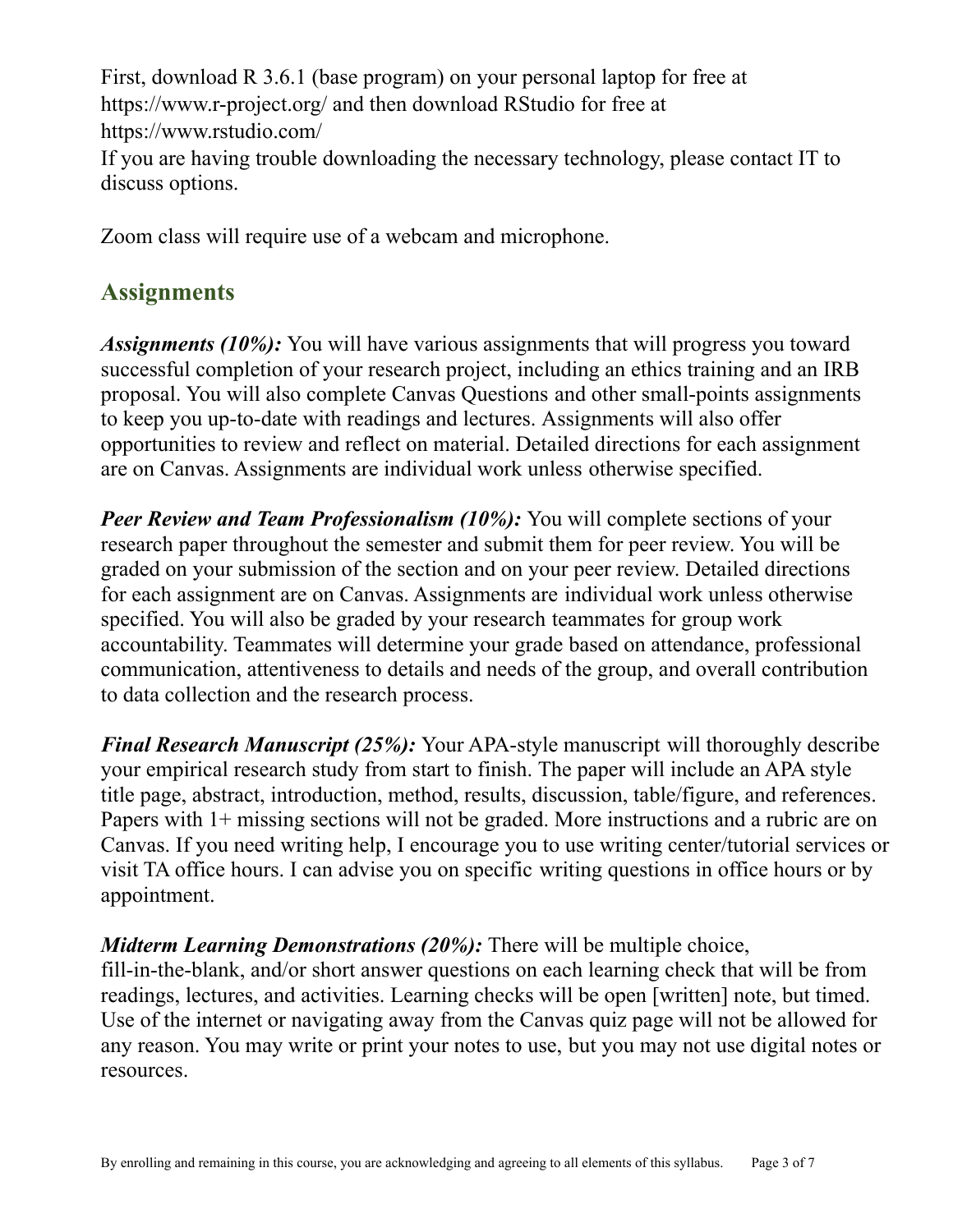First, download R 3.6.1 (base program) on your personal laptop for free at https://www.r-project.org/ and then download RStudio for free at https://www.rstudio.com/
If you are having trouble downloading the necessary technology, please contact IT to discuss options.

Zoom class will require use of a webcam and microphone.

## Assignments

***Assignments (10%):*** You will have various assignments that will progress you toward successful completion of your research project, including an ethics training and an IRB proposal. You will also complete Canvas Questions and other small-points assignments to keep you up-to-date with readings and lectures. Assignments will also offer opportunities to review and reflect on material. Detailed directions for each assignment are on Canvas. Assignments are individual work unless otherwise specified.

***Peer Review and Team Professionalism (10%):*** You will complete sections of your research paper throughout the semester and submit them for peer review. You will be graded on your submission of the section and on your peer review. Detailed directions for each assignment are on Canvas. Assignments are individual work unless otherwise specified. You will also be graded by your research teammates for group work accountability. Teammates will determine your grade based on attendance, professional communication, attentiveness to details and needs of the group, and overall contribution to data collection and the research process.

***Final Research Manuscript (25%):*** Your APA-style manuscript will thoroughly describe your empirical research study from start to finish. The paper will include an APA style title page, abstract, introduction, method, results, discussion, table/figure, and references. Papers with 1+ missing sections will not be graded. More instructions and a rubric are on Canvas. If you need writing help, I encourage you to use writing center/tutorial services or visit TA office hours. I can advise you on specific writing questions in office hours or by appointment.

***Midterm Learning Demonstrations (20%):*** There will be multiple choice, fill-in-the-blank, and/or short answer questions on each learning check that will be from readings, lectures, and activities. Learning checks will be open [written] note, but timed. Use of the internet or navigating away from the Canvas quiz page will not be allowed for any reason. You may write or print your notes to use, but you may not use digital notes or resources.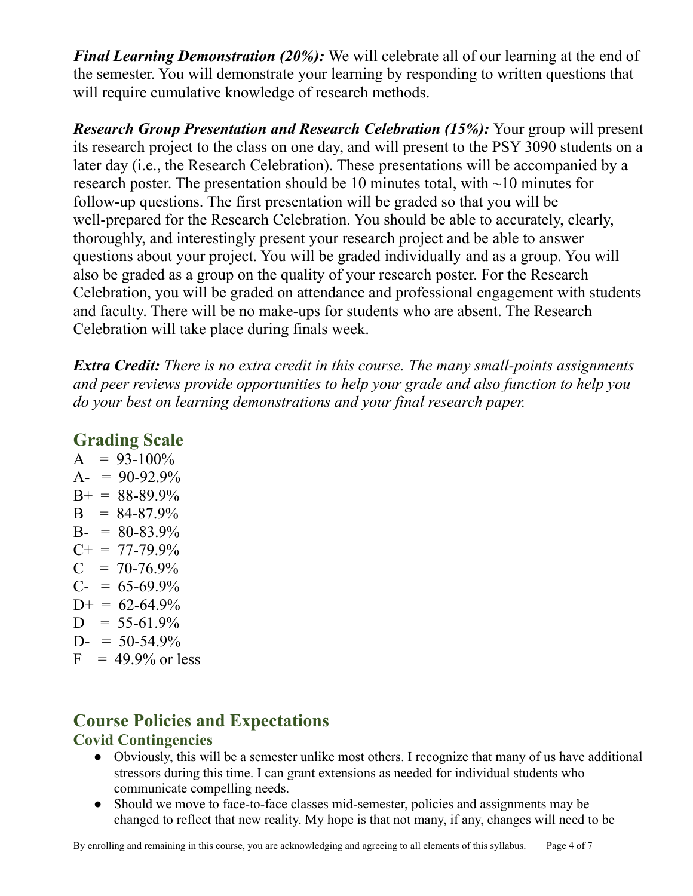***Final Learning Demonstration (20%):*** We will celebrate all of our learning at the end of the semester. You will demonstrate your learning by responding to written questions that will require cumulative knowledge of research methods.

***Research Group Presentation and Research Celebration (15%):*** Your group will present its research project to the class on one day, and will present to the PSY 3090 students on a later day (i.e., the Research Celebration). These presentations will be accompanied by a research poster. The presentation should be 10 minutes total, with ~10 minutes for follow-up questions. The first presentation will be graded so that you will be well-prepared for the Research Celebration. You should be able to accurately, clearly, thoroughly, and interestingly present your research project and be able to answer questions about your project. You will be graded individually and as a group. You will also be graded as a group on the quality of your research poster. For the Research Celebration, you will be graded on attendance and professional engagement with students and faculty. There will be no make-ups for students who are absent. The Research Celebration will take place during finals week.

***Extra Credit:*** *There is no extra credit in this course. The many small-points assignments and peer reviews provide opportunities to help your grade and also function to help you do your best on learning demonstrations and your final research paper.*

## Grading Scale

A = 93-100%
A- = 90-92.9%
B+ = 88-89.9%
B = 84-87.9%
B- = 80-83.9%
C+ = 77-79.9%
C = 70-76.9%
C- = 65-69.9%
D+ = 62-64.9%
D = 55-61.9%
D- = 50-54.9%
F = 49.9% or less

## Course Policies and Expectations

### Covid Contingencies

- Obviously, this will be a semester unlike most others. I recognize that many of us have additional stressors during this time. I can grant extensions as needed for individual students who communicate compelling needs.
- Should we move to face-to-face classes mid-semester, policies and assignments may be changed to reflect that new reality. My hope is that not many, if any, changes will need to be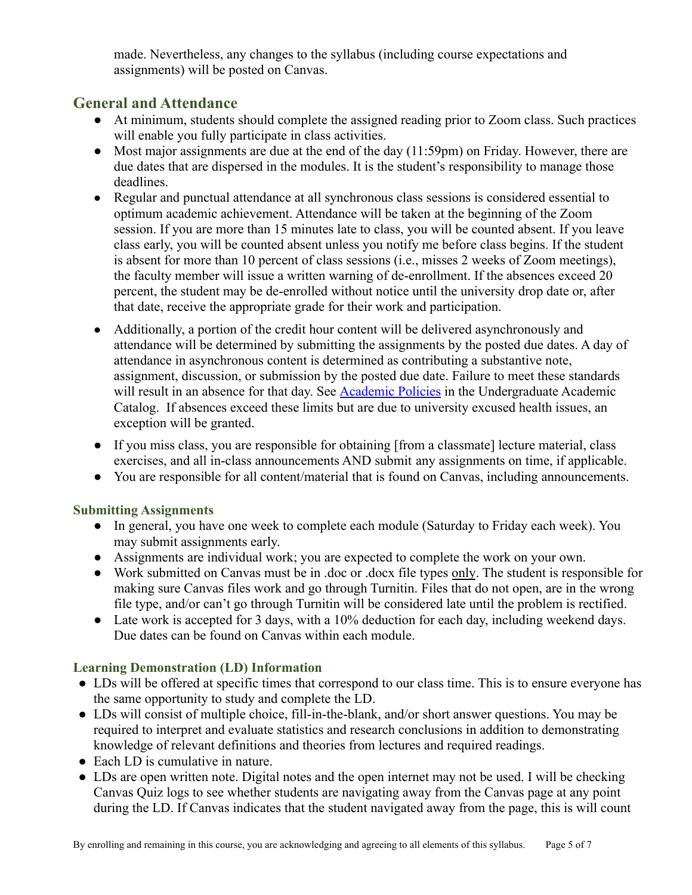made. Nevertheless, any changes to the syllabus (including course expectations and assignments) will be posted on Canvas.

## General and Attendance

- At minimum, students should complete the assigned reading prior to Zoom class. Such practices will enable you fully participate in class activities.
- Most major assignments are due at the end of the day (11:59pm) on Friday. However, there are due dates that are dispersed in the modules. It is the student's responsibility to manage those deadlines.
- Regular and punctual attendance at all synchronous class sessions is considered essential to optimum academic achievement. Attendance will be taken at the beginning of the Zoom session. If you are more than 15 minutes late to class, you will be counted absent. If you leave class early, you will be counted absent unless you notify me before class begins. If the student is absent for more than 10 percent of class sessions (i.e., misses 2 weeks of Zoom meetings), the faculty member will issue a written warning of de-enrollment. If the absences exceed 20 percent, the student may be de-enrolled without notice until the university drop date or, after that date, receive the appropriate grade for their work and participation.
- Additionally, a portion of the credit hour content will be delivered asynchronously and attendance will be determined by submitting the assignments by the posted due dates. A day of attendance in asynchronous content is determined as contributing a substantive note, assignment, discussion, or submission by the posted due date. Failure to meet these standards will result in an absence for that day. See [Academic Policies](#) in the Undergraduate Academic Catalog. If absences exceed these limits but are due to university excused health issues, an exception will be granted.
- If you miss class, you are responsible for obtaining [from a classmate] lecture material, class exercises, and all in-class announcements AND submit any assignments on time, if applicable.
- You are responsible for all content/material that is found on Canvas, including announcements.

### Submitting Assignments

- In general, you have one week to complete each module (Saturday to Friday each week). You may submit assignments early.
- Assignments are individual work; you are expected to complete the work on your own.
- Work submitted on Canvas must be in .doc or .docx file types <u>only</u>. The student is responsible for making sure Canvas files work and go through Turnitin. Files that do not open, are in the wrong file type, and/or can't go through Turnitin will be considered late until the problem is rectified.
- Late work is accepted for 3 days, with a 10% deduction for each day, including weekend days. Due dates can be found on Canvas within each module.

### Learning Demonstration (LD) Information

- LDs will be offered at specific times that correspond to our class time. This is to ensure everyone has the same opportunity to study and complete the LD.
- LDs will consist of multiple choice, fill-in-the-blank, and/or short answer questions. You may be required to interpret and evaluate statistics and research conclusions in addition to demonstrating knowledge of relevant definitions and theories from lectures and required readings.
- Each LD is cumulative in nature.
- LDs are open written note. Digital notes and the open internet may not be used. I will be checking Canvas Quiz logs to see whether students are navigating away from the Canvas page at any point during the LD. If Canvas indicates that the student navigated away from the page, this is will count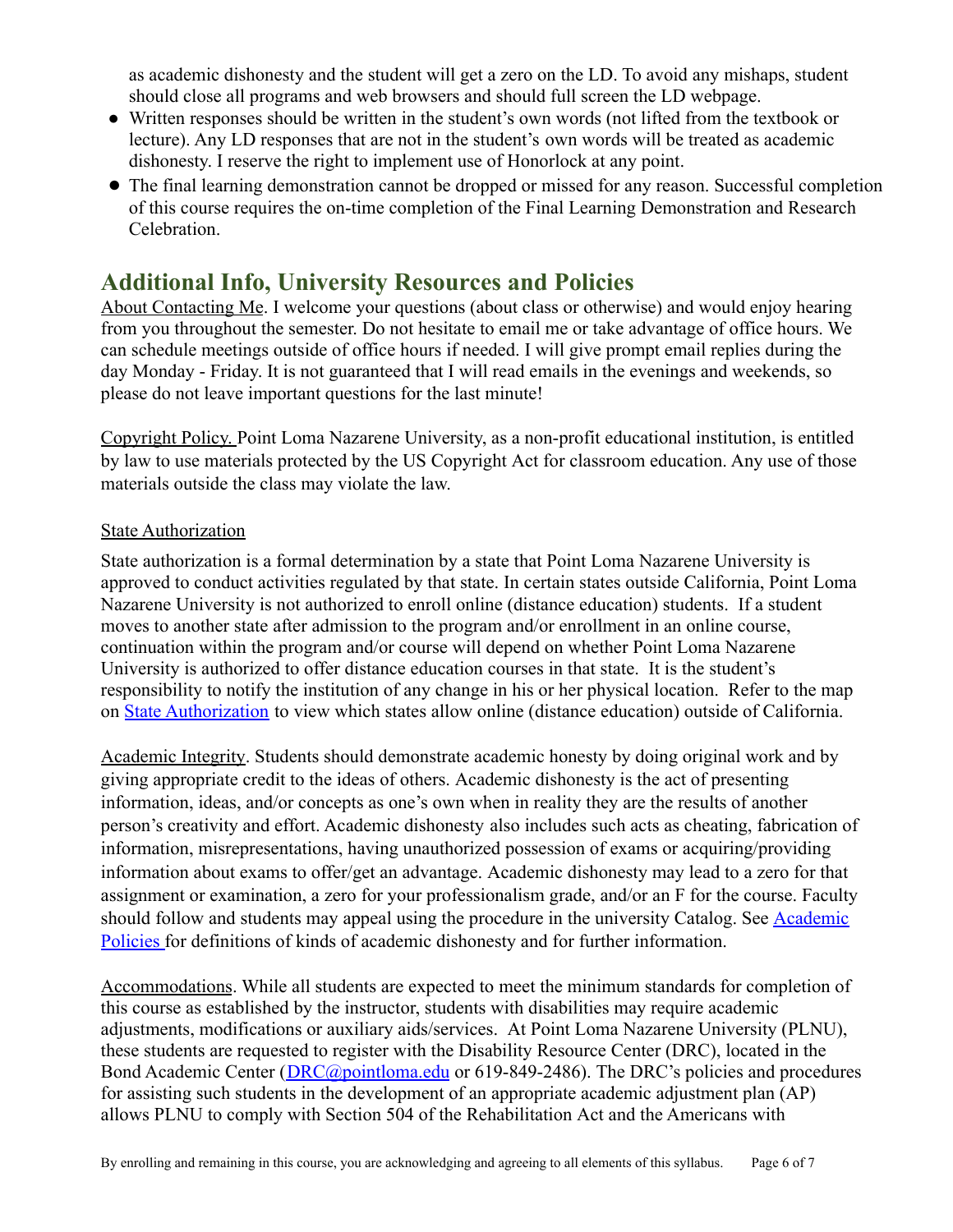as academic dishonesty and the student will get a zero on the LD. To avoid any mishaps, student should close all programs and web browsers and should full screen the LD webpage.

- Written responses should be written in the student's own words (not lifted from the textbook or lecture). Any LD responses that are not in the student's own words will be treated as academic dishonesty. I reserve the right to implement use of Honorlock at any point.
- The final learning demonstration cannot be dropped or missed for any reason. Successful completion of this course requires the on-time completion of the Final Learning Demonstration and Research Celebration.

## Additional Info, University Resources and Policies

<u>About Contacting Me</u>. I welcome your questions (about class or otherwise) and would enjoy hearing from you throughout the semester. Do not hesitate to email me or take advantage of office hours. We can schedule meetings outside of office hours if needed. I will give prompt email replies during the day Monday - Friday. It is not guaranteed that I will read emails in the evenings and weekends, so please do not leave important questions for the last minute!

<u>Copyright Policy.</u> Point Loma Nazarene University, as a non-profit educational institution, is entitled by law to use materials protected by the US Copyright Act for classroom education. Any use of those materials outside the class may violate the law.

<u>State Authorization</u>

State authorization is a formal determination by a state that Point Loma Nazarene University is approved to conduct activities regulated by that state. In certain states outside California, Point Loma Nazarene University is not authorized to enroll online (distance education) students. If a student moves to another state after admission to the program and/or enrollment in an online course, continuation within the program and/or course will depend on whether Point Loma Nazarene University is authorized to offer distance education courses in that state. It is the student's responsibility to notify the institution of any change in his or her physical location. Refer to the map on [State Authorization] to view which states allow online (distance education) outside of California.

<u>Academic Integrity</u>. Students should demonstrate academic honesty by doing original work and by giving appropriate credit to the ideas of others. Academic dishonesty is the act of presenting information, ideas, and/or concepts as one's own when in reality they are the results of another person's creativity and effort. Academic dishonesty also includes such acts as cheating, fabrication of information, misrepresentations, having unauthorized possession of exams or acquiring/providing information about exams to offer/get an advantage. Academic dishonesty may lead to a zero for that assignment or examination, a zero for your professionalism grade, and/or an F for the course. Faculty should follow and students may appeal using the procedure in the university Catalog. See [Academic Policies] for definitions of kinds of academic dishonesty and for further information.

<u>Accommodations</u>. While all students are expected to meet the minimum standards for completion of this course as established by the instructor, students with disabilities may require academic adjustments, modifications or auxiliary aids/services. At Point Loma Nazarene University (PLNU), these students are requested to register with the Disability Resource Center (DRC), located in the Bond Academic Center (DRC@pointloma.edu or 619-849-2486). The DRC's policies and procedures for assisting such students in the development of an appropriate academic adjustment plan (AP) allows PLNU to comply with Section 504 of the Rehabilitation Act and the Americans with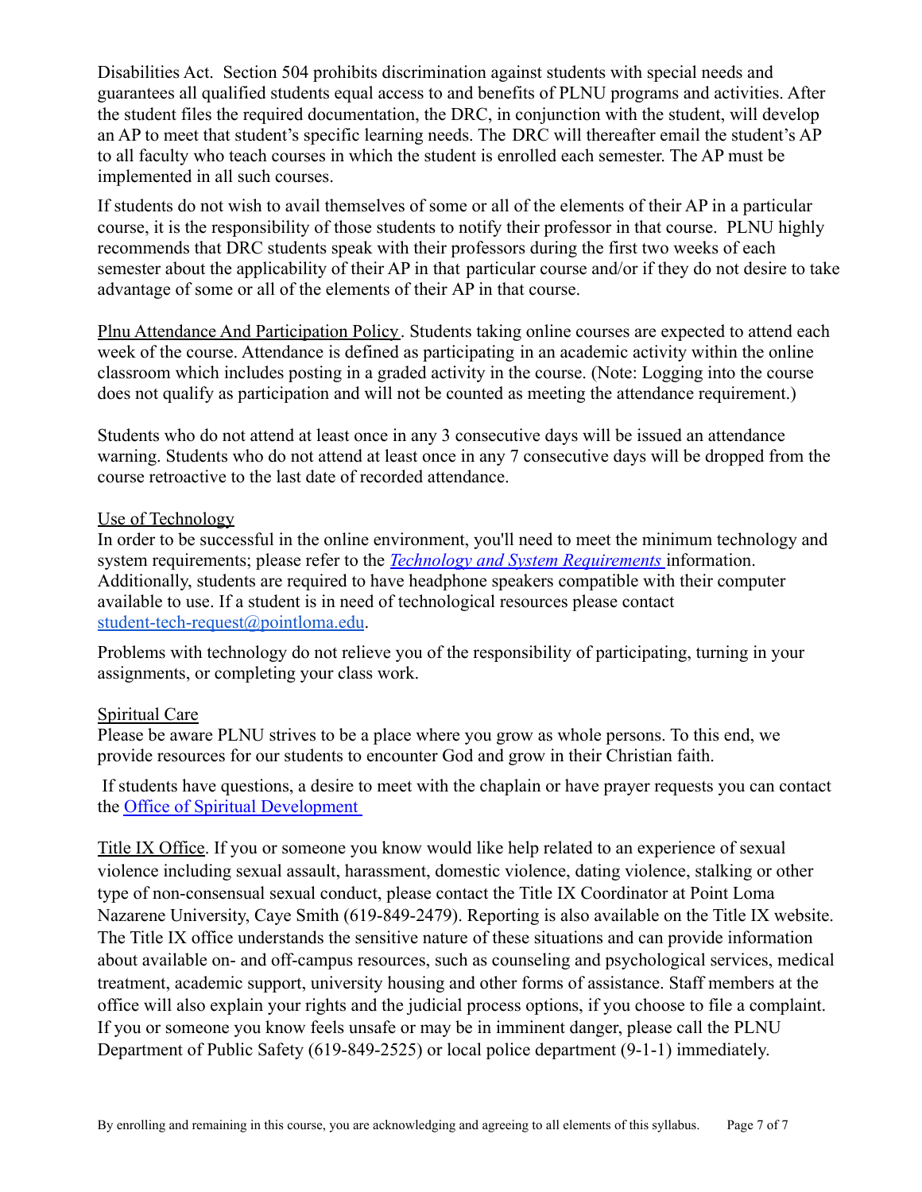Disabilities Act. Section 504 prohibits discrimination against students with special needs and guarantees all qualified students equal access to and benefits of PLNU programs and activities. After the student files the required documentation, the DRC, in conjunction with the student, will develop an AP to meet that student's specific learning needs. The DRC will thereafter email the student's AP to all faculty who teach courses in which the student is enrolled each semester. The AP must be implemented in all such courses.

If students do not wish to avail themselves of some or all of the elements of their AP in a particular course, it is the responsibility of those students to notify their professor in that course. PLNU highly recommends that DRC students speak with their professors during the first two weeks of each semester about the applicability of their AP in that particular course and/or if they do not desire to take advantage of some or all of the elements of their AP in that course.

Plnu Attendance And Participation Policy. Students taking online courses are expected to attend each week of the course. Attendance is defined as participating in an academic activity within the online classroom which includes posting in a graded activity in the course. (Note: Logging into the course does not qualify as participation and will not be counted as meeting the attendance requirement.)

Students who do not attend at least once in any 3 consecutive days will be issued an attendance warning. Students who do not attend at least once in any 7 consecutive days will be dropped from the course retroactive to the last date of recorded attendance.

Use of Technology
In order to be successful in the online environment, you'll need to meet the minimum technology and system requirements; please refer to the *Technology and System Requirements* information. Additionally, students are required to have headphone speakers compatible with their computer available to use. If a student is in need of technological resources please contact student-tech-request@pointloma.edu.

Problems with technology do not relieve you of the responsibility of participating, turning in your assignments, or completing your class work.

Spiritual Care
Please be aware PLNU strives to be a place where you grow as whole persons. To this end, we provide resources for our students to encounter God and grow in their Christian faith.

If students have questions, a desire to meet with the chaplain or have prayer requests you can contact the Office of Spiritual Development

Title IX Office. If you or someone you know would like help related to an experience of sexual violence including sexual assault, harassment, domestic violence, dating violence, stalking or other type of non-consensual sexual conduct, please contact the Title IX Coordinator at Point Loma Nazarene University, Caye Smith (619-849-2479). Reporting is also available on the Title IX website. The Title IX office understands the sensitive nature of these situations and can provide information about available on- and off-campus resources, such as counseling and psychological services, medical treatment, academic support, university housing and other forms of assistance. Staff members at the office will also explain your rights and the judicial process options, if you choose to file a complaint. If you or someone you know feels unsafe or may be in imminent danger, please call the PLNU Department of Public Safety (619-849-2525) or local police department (9-1-1) immediately.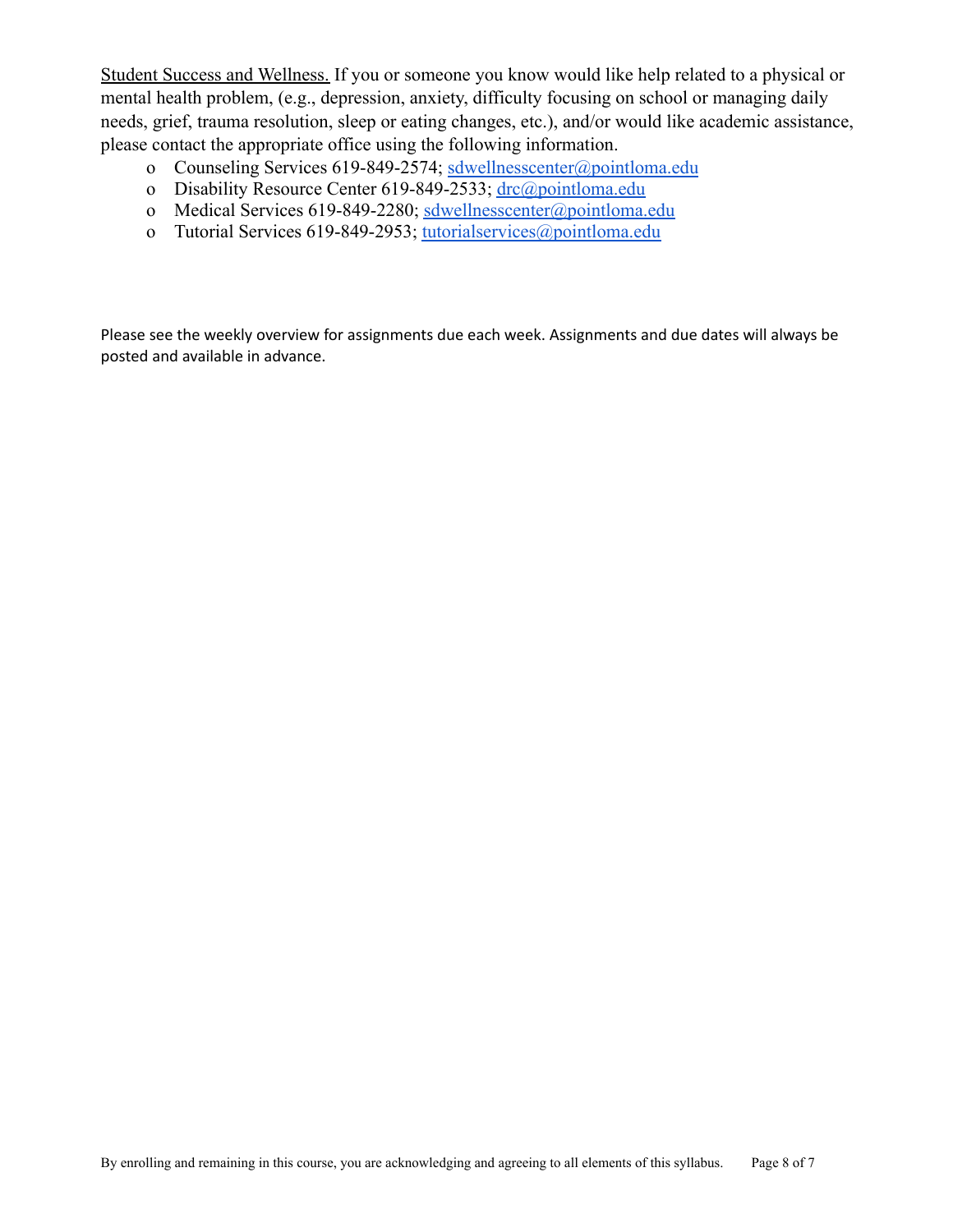<u>Student Success and Wellness.</u> If you or someone you know would like help related to a physical or mental health problem, (e.g., depression, anxiety, difficulty focusing on school or managing daily needs, grief, trauma resolution, sleep or eating changes, etc.), and/or would like academic assistance, please contact the appropriate office using the following information.

- Counseling Services 619-849-2574; sdwellnesscenter@pointloma.edu
- Disability Resource Center 619-849-2533; drc@pointloma.edu
- Medical Services 619-849-2280; sdwellnesscenter@pointloma.edu
- Tutorial Services 619-849-2953; tutorialservices@pointloma.edu

Please see the weekly overview for assignments due each week. Assignments and due dates will always be posted and available in advance.